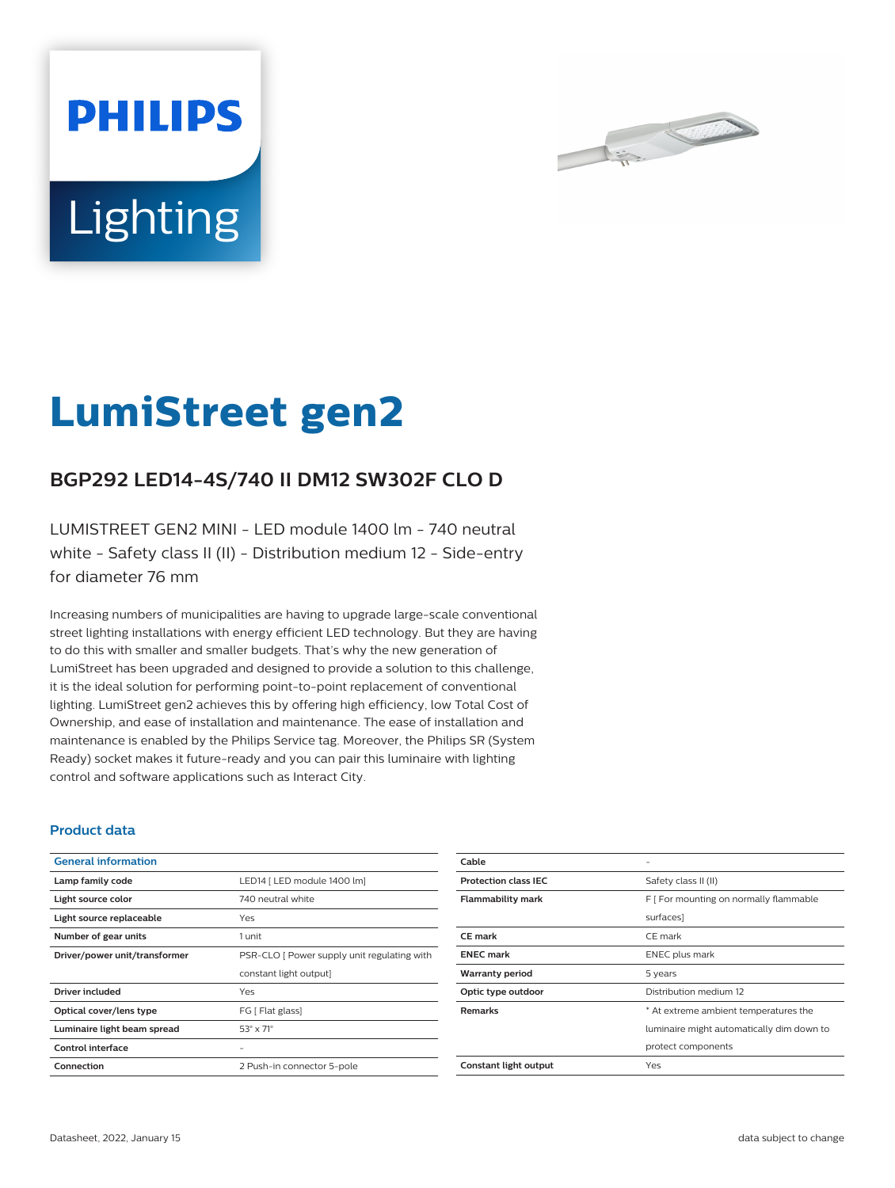PHILIPS

Lighting

# LumiStreet gen2

## BGP292 LED14-4S/740 II DM12 SW302F CLO D

LUMISTREET GEN2 MINI - LED module 1400 lm - 740 neutral white - Safety class II (II) - Distribution medium 12 - Side-entry for diameter 76 mm

Increasing numbers of municipalities are having to upgrade large-scale conventional street lighting installations with energy efficient LED technology. But they are having to do this with smaller and smaller budgets. That's why the new generation of LumiStreet has been upgraded and designed to provide a solution to this challenge, it is the ideal solution for performing point-to-point replacement of conventional lighting. LumiStreet gen2 achieves this by offering high efficiency, low Total Cost of Ownership, and ease of installation and maintenance. The ease of installation and maintenance is enabled by the Philips Service tag. Moreover, the Philips SR (System Ready) socket makes it future-ready and you can pair this luminaire with lighting control and software applications such as Interact City.

### Product data

| General information | |
|---|---|
| Lamp family code | LED14 [ LED module 1400 lm] |
| Light source color | 740 neutral white |
| Light source replaceable | Yes |
| Number of gear units | 1 unit |
| Driver/power unit/transformer | PSR-CLO [ Power supply unit regulating with constant light output] |
| Driver included | Yes |
| Optical cover/lens type | FG [ Flat glass] |
| Luminaire light beam spread | 53° x 71° |
| Control interface | - |
| Connection | 2 Push-in connector 5-pole |
| Cable | - |
| Protection class IEC | Safety class II (II) |
| Flammability mark | F [ For mounting on normally flammable surfaces] |
| CE mark | CE mark |
| ENEC mark | ENEC plus mark |
| Warranty period | 5 years |
| Optic type outdoor | Distribution medium 12 |
| Remarks | * At extreme ambient temperatures the luminaire might automatically dim down to protect components |
| Constant light output | Yes |

Datasheet, 2022, January 15 data subject to change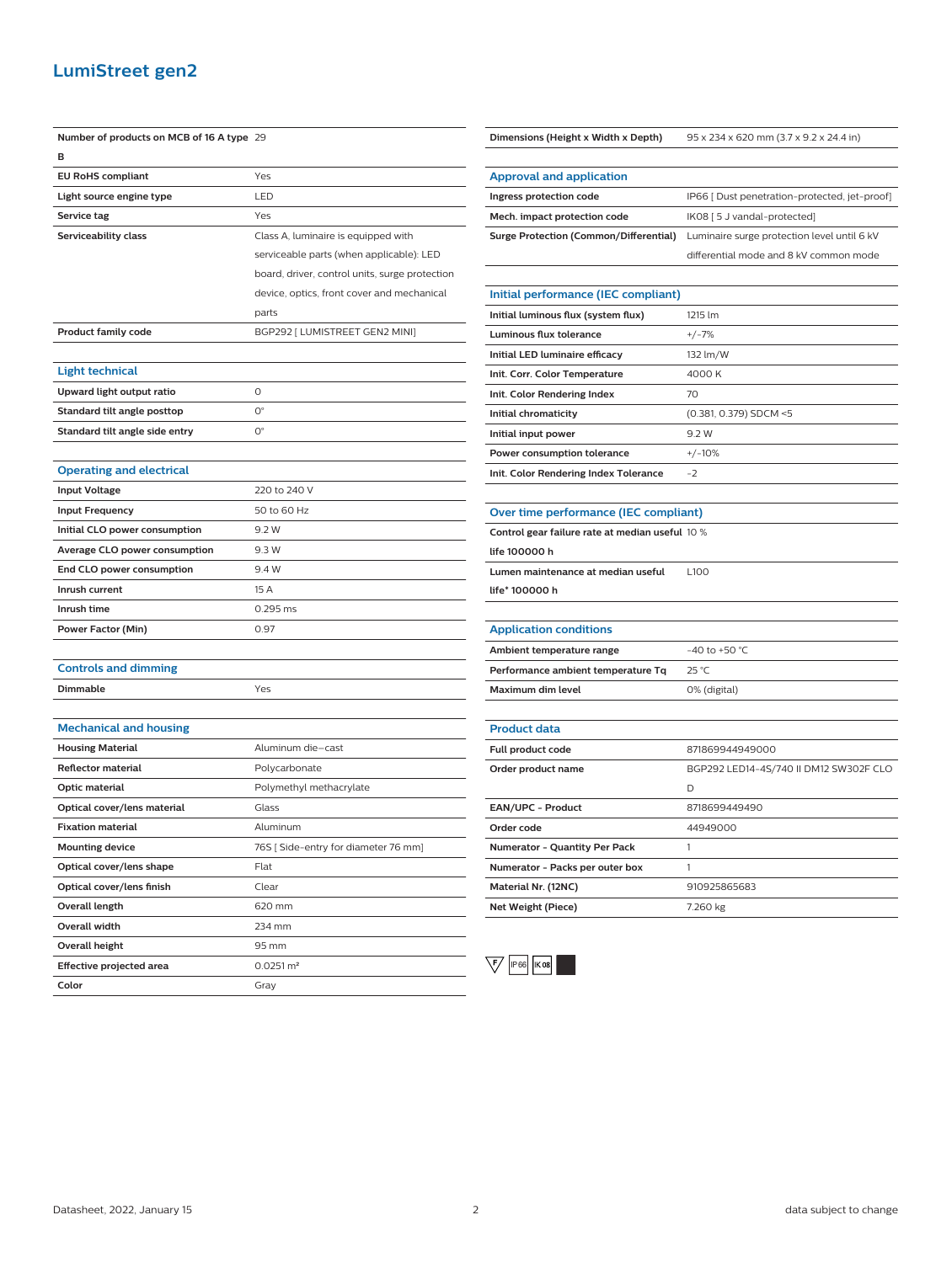# LumiStreet gen2

| | |
|---|---|
| **Number of products on MCB of 16 A type B** | 29 |
| **EU RoHS compliant** | Yes |
| **Light source engine type** | LED |
| **Service tag** | Yes |
| **Serviceability class** | Class A, luminaire is equipped with serviceable parts (when applicable): LED board, driver, control units, surge protection device, optics, front cover and mechanical parts |
| **Product family code** | BGP292 [ LUMISTREET GEN2 MINI] |

## Light technical

| | |
|---|---|
| **Upward light output ratio** | 0 |
| **Standard tilt angle posttop** | 0° |
| **Standard tilt angle side entry** | 0° |

## Operating and electrical

| | |
|---|---|
| **Input Voltage** | 220 to 240 V |
| **Input Frequency** | 50 to 60 Hz |
| **Initial CLO power consumption** | 9.2 W |
| **Average CLO power consumption** | 9.3 W |
| **End CLO power consumption** | 9.4 W |
| **Inrush current** | 15 A |
| **Inrush time** | 0.295 ms |
| **Power Factor (Min)** | 0.97 |

## Controls and dimming

| | |
|---|---|
| **Dimmable** | Yes |

## Mechanical and housing

| | |
|---|---|
| **Housing Material** | Aluminum die-cast |
| **Reflector material** | Polycarbonate |
| **Optic material** | Polymethyl methacrylate |
| **Optical cover/lens material** | Glass |
| **Fixation material** | Aluminum |
| **Mounting device** | 76S [ Side-entry for diameter 76 mm] |
| **Optical cover/lens shape** | Flat |
| **Optical cover/lens finish** | Clear |
| **Overall length** | 620 mm |
| **Overall width** | 234 mm |
| **Overall height** | 95 mm |
| **Effective projected area** | 0.0251 m² |
| **Color** | Gray |
| **Dimensions (Height x Width x Depth)** | 95 x 234 x 620 mm (3.7 x 9.2 x 24.4 in) |

## Approval and application

| | |
|---|---|
| **Ingress protection code** | IP66 [ Dust penetration-protected, jet-proof] |
| **Mech. impact protection code** | IK08 [ 5 J vandal-protected] |
| **Surge Protection (Common/Differential)** | Luminaire surge protection level until 6 kV differential mode and 8 kV common mode |

## Initial performance (IEC compliant)

| | |
|---|---|
| **Initial luminous flux (system flux)** | 1215 lm |
| **Luminous flux tolerance** | +/-7% |
| **Initial LED luminaire efficacy** | 132 lm/W |
| **Init. Corr. Color Temperature** | 4000 K |
| **Init. Color Rendering Index** | 70 |
| **Initial chromaticity** | (0.381, 0.379) SDCM <5 |
| **Initial input power** | 9.2 W |
| **Power consumption tolerance** | +/-10% |
| **Init. Color Rendering Index Tolerance** | -2 |

## Over time performance (IEC compliant)

| | |
|---|---|
| **Control gear failure rate at median useful life 100000 h** | 10 % |
| **Lumen maintenance at median useful life* 100000 h** | L100 |

## Application conditions

| | |
|---|---|
| **Ambient temperature range** | -40 to +50 °C |
| **Performance ambient temperature Tq** | 25 °C |
| **Maximum dim level** | 0% (digital) |

## Product data

| | |
|---|---|
| **Full product code** | 871869944949000 |
| **Order product name** | BGP292 LED14-4S/740 II DM12 SW302F CLO D |
| **EAN/UPC - Product** | 8718699449490 |
| **Order code** | 44949000 |
| **Numerator - Quantity Per Pack** | 1 |
| **Numerator - Packs per outer box** | 1 |
| **Material Nr. (12NC)** | 910925865683 |
| **Net Weight (Piece)** | 7.260 kg |

F IP66 IK08

Datasheet, 2022, January 15

data subject to change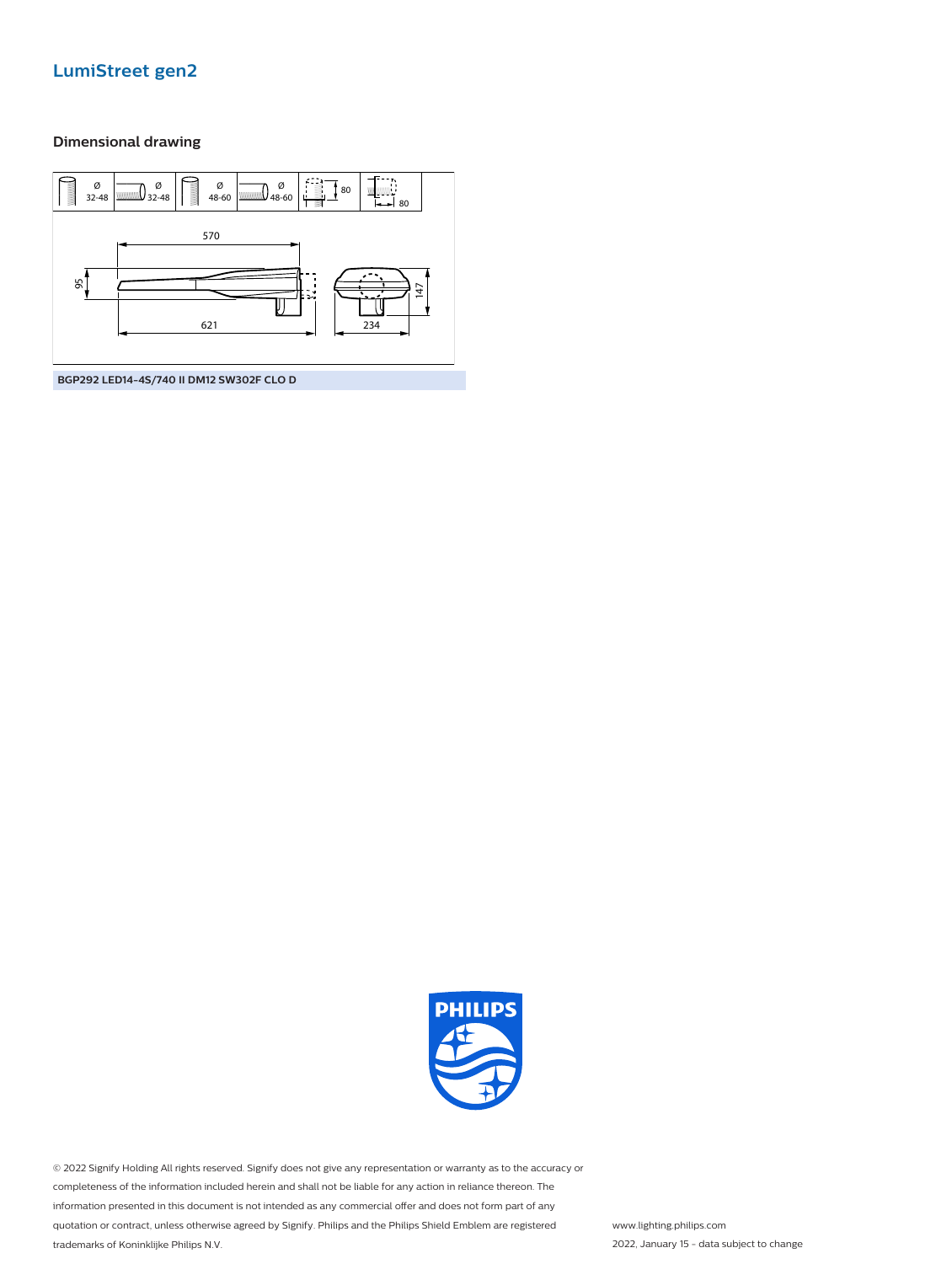## LumiStreet gen2

### Dimensional drawing

Ø 32-48
Ø 32-48
Ø 48-60
Ø 48-60
80
80

570
95
621
234
147

**BGP292 LED14-4S/740 II DM12 SW302F CLO D**

© 2022 Signify Holding All rights reserved. Signify does not give any representation or warranty as to the accuracy or completeness of the information included herein and shall not be liable for any action in reliance thereon. The information presented in this document is not intended as any commercial offer and does not form part of any quotation or contract, unless otherwise agreed by Signify. Philips and the Philips Shield Emblem are registered trademarks of Koninklijke Philips N.V.

www.lighting.philips.com

2022, January 15 - data subject to change